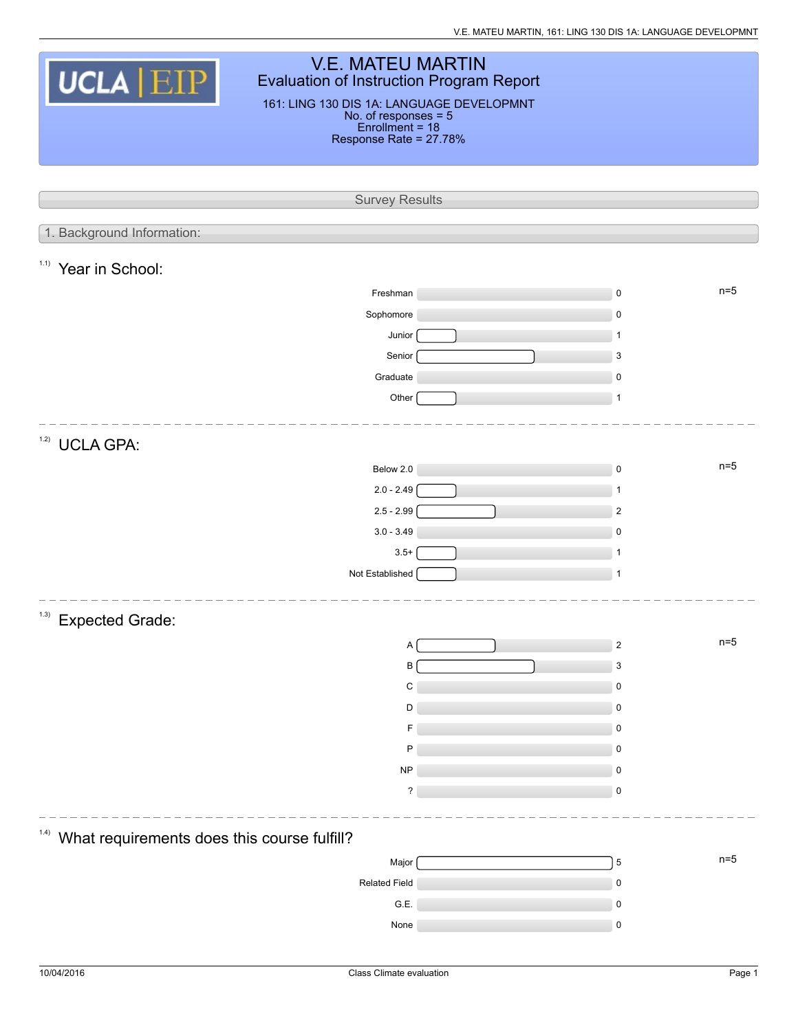# V.E. MATEU MARTIN

## Evaluation of Instruction Program Report

161: LING 130 DIS 1A: LANGUAGE DEVELOPMNT
No. of responses = 5
Enrollment = 18
Response Rate = 27.78%

## Survey Results

### 1. Background Information:

#### 1.1) Year in School:

n=5

| Response | Count |
|---|---|
| Freshman | 0 |
| Sophomore | 0 |
| Junior | 1 |
| Senior | 3 |
| Graduate | 0 |
| Other | 1 |

#### 1.2) UCLA GPA:

n=5

| Response | Count |
|---|---|
| Below 2.0 | 0 |
| 2.0 - 2.49 | 1 |
| 2.5 - 2.99 | 2 |
| 3.0 - 3.49 | 0 |
| 3.5+ | 1 |
| Not Established | 1 |

#### 1.3) Expected Grade:

n=5

| Response | Count |
|---|---|
| A | 2 |
| B | 3 |
| C | 0 |
| D | 0 |
| F | 0 |
| P | 0 |
| NP | 0 |
| ? | 0 |

#### 1.4) What requirements does this course fulfill?

n=5

| Response | Count |
|---|---|
| Major | 5 |
| Related Field | 0 |
| G.E. | 0 |
| None | 0 |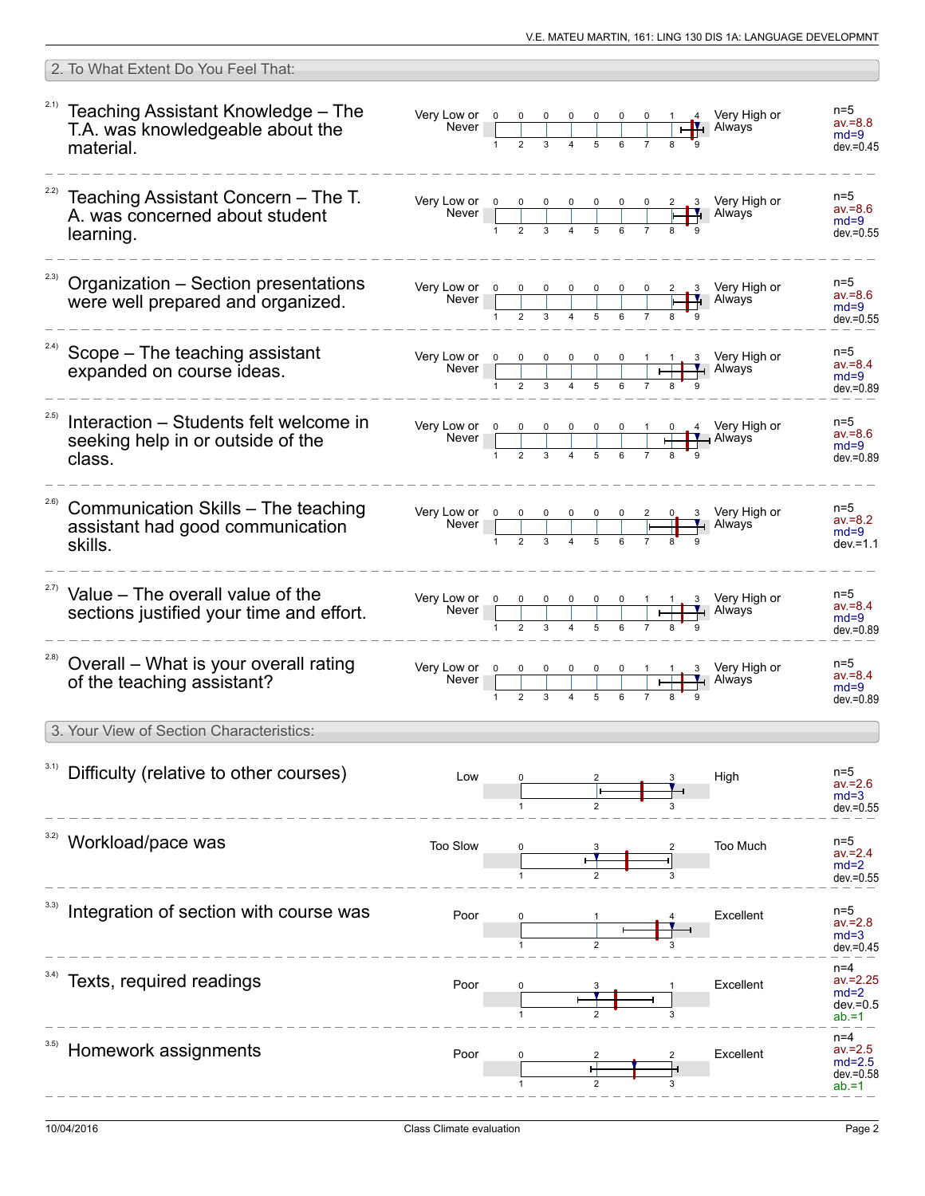## 2. To What Extent Do You Feel That:

2.1) Teaching Assistant Knowledge – The T.A. was knowledgeable about the material.

| Very Low or Never | 1 | 2 | 3 | 4 | 5 | 6 | 7 | 8 | 9 | Very High or Always | |
|---|---|---|---|---|---|---|---|---|---|---|---|
| | 0 | 0 | 0 | 0 | 0 | 0 | 0 | 1 | 4 | | n=5 av.=8.8 md=9 dev.=0.45 |

2.2) Teaching Assistant Concern – The T. A. was concerned about student learning.

| Very Low or Never | 1 | 2 | 3 | 4 | 5 | 6 | 7 | 8 | 9 | Very High or Always | |
|---|---|---|---|---|---|---|---|---|---|---|---|
| | 0 | 0 | 0 | 0 | 0 | 0 | 0 | 2 | 3 | | n=5 av.=8.6 md=9 dev.=0.55 |

2.3) Organization – Section presentations were well prepared and organized.

| Very Low or Never | 1 | 2 | 3 | 4 | 5 | 6 | 7 | 8 | 9 | Very High or Always | |
|---|---|---|---|---|---|---|---|---|---|---|---|
| | 0 | 0 | 0 | 0 | 0 | 0 | 0 | 2 | 3 | | n=5 av.=8.6 md=9 dev.=0.55 |

2.4) Scope – The teaching assistant expanded on course ideas.

| Very Low or Never | 1 | 2 | 3 | 4 | 5 | 6 | 7 | 8 | 9 | Very High or Always | |
|---|---|---|---|---|---|---|---|---|---|---|---|
| | 0 | 0 | 0 | 0 | 0 | 0 | 1 | 1 | 3 | | n=5 av.=8.4 md=9 dev.=0.89 |

2.5) Interaction – Students felt welcome in seeking help in or outside of the class.

| Very Low or Never | 1 | 2 | 3 | 4 | 5 | 6 | 7 | 8 | 9 | Very High or Always | |
|---|---|---|---|---|---|---|---|---|---|---|---|
| | 0 | 0 | 0 | 0 | 0 | 0 | 1 | 0 | 4 | | n=5 av.=8.6 md=9 dev.=0.89 |

2.6) Communication Skills – The teaching assistant had good communication skills.

| Very Low or Never | 1 | 2 | 3 | 4 | 5 | 6 | 7 | 8 | 9 | Very High or Always | |
|---|---|---|---|---|---|---|---|---|---|---|---|
| | 0 | 0 | 0 | 0 | 0 | 0 | 2 | 0 | 3 | | n=5 av.=8.2 md=9 dev.=1.1 |

2.7) Value – The overall value of the sections justified your time and effort.

| Very Low or Never | 1 | 2 | 3 | 4 | 5 | 6 | 7 | 8 | 9 | Very High or Always | |
|---|---|---|---|---|---|---|---|---|---|---|---|
| | 0 | 0 | 0 | 0 | 0 | 0 | 1 | 1 | 3 | | n=5 av.=8.4 md=9 dev.=0.89 |

2.8) Overall – What is your overall rating of the teaching assistant?

| Very Low or Never | 1 | 2 | 3 | 4 | 5 | 6 | 7 | 8 | 9 | Very High or Always | |
|---|---|---|---|---|---|---|---|---|---|---|---|
| | 0 | 0 | 0 | 0 | 0 | 0 | 1 | 1 | 3 | | n=5 av.=8.4 md=9 dev.=0.89 |

## 3. Your View of Section Characteristics:

3.1) Difficulty (relative to other courses)

| Low | 1 | 2 | 3 | High | |
|---|---|---|---|---|---|
| | 0 | 2 | 3 | | n=5 av.=2.6 md=3 dev.=0.55 |

3.2) Workload/pace was

| Too Slow | 1 | 2 | 3 | Too Much | |
|---|---|---|---|---|---|
| | 0 | 3 | 2 | | n=5 av.=2.4 md=2 dev.=0.55 |

3.3) Integration of section with course was

| Poor | 1 | 2 | 3 | Excellent | |
|---|---|---|---|---|---|
| | 0 | 1 | 4 | | n=5 av.=2.8 md=3 dev.=0.45 |

3.4) Texts, required readings

| Poor | 1 | 2 | 3 | Excellent | |
|---|---|---|---|---|---|
| | 0 | 3 | 1 | | n=4 av.=2.25 md=2 dev.=0.5 ab.=1 |

3.5) Homework assignments

| Poor | 1 | 2 | 3 | Excellent | |
|---|---|---|---|---|---|
| | 0 | 2 | 2 | | n=4 av.=2.5 md=2.5 dev.=0.58 ab.=1 |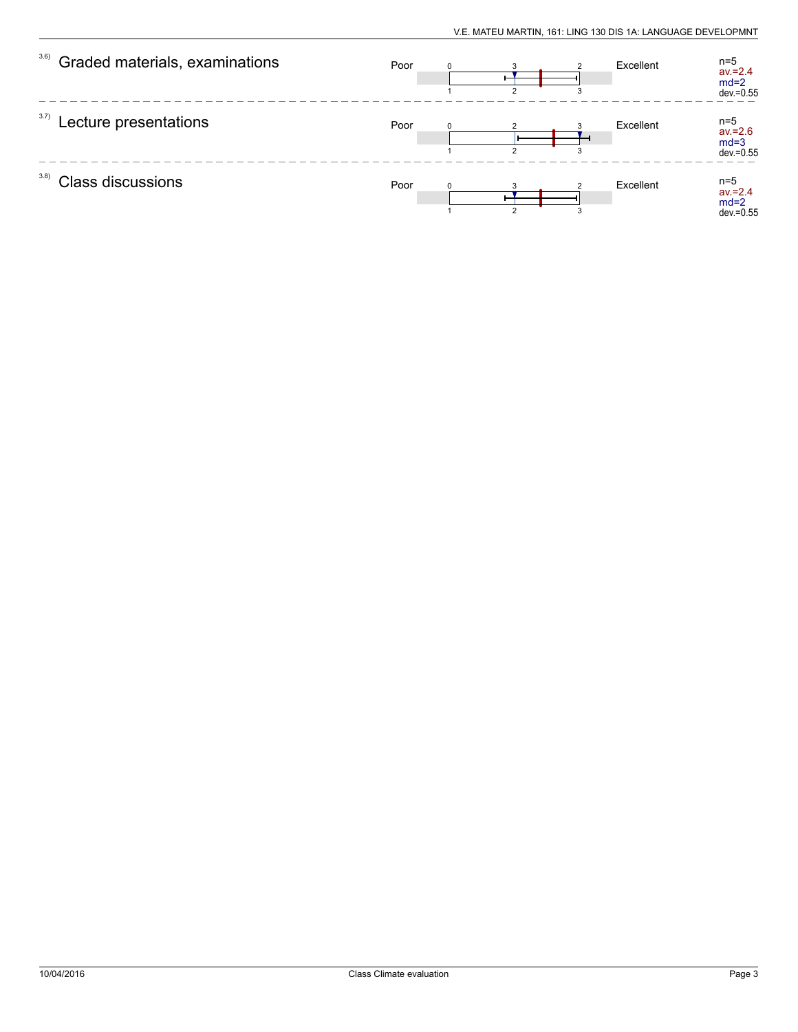3.6) Graded materials, examinations

| Poor | 0 | 3 | 2 | Excellent | n=5 |
|---|---|---|---|---|---|
| | 1 | 2 | 3 | | av.=2.4 |
| | | | | | md=2 |
| | | | | | dev.=0.55 |

3.7) Lecture presentations

| Poor | 0 | 2 | 3 | Excellent | n=5 |
|---|---|---|---|---|---|
| | 1 | 2 | 3 | | av.=2.6 |
| | | | | | md=3 |
| | | | | | dev.=0.55 |

3.8) Class discussions

| Poor | 0 | 3 | 2 | Excellent | n=5 |
|---|---|---|---|---|---|
| | 1 | 2 | 3 | | av.=2.4 |
| | | | | | md=2 |
| | | | | | dev.=0.55 |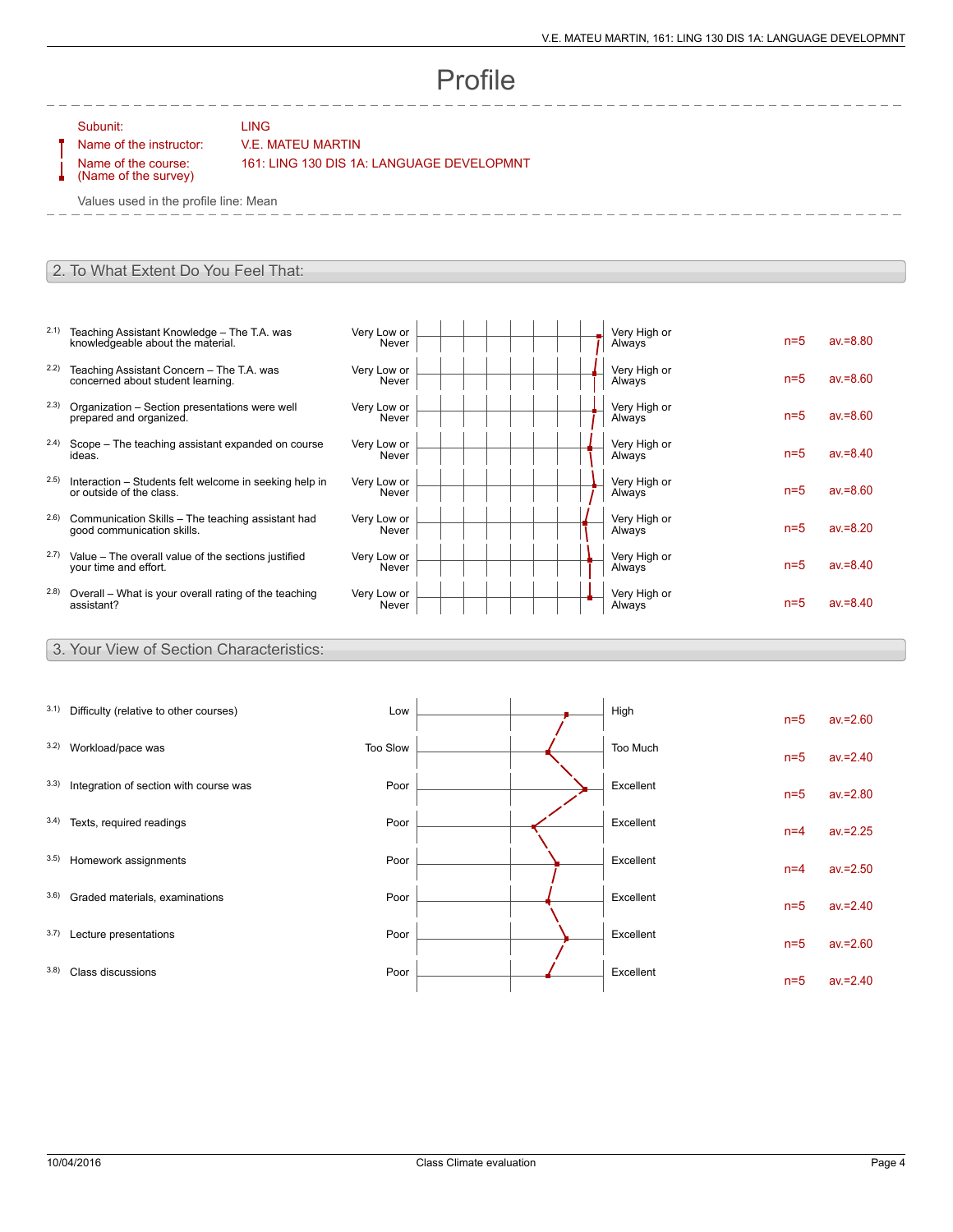# Profile

Subunit: LING

Name of the instructor: V.E. MATEU MARTIN

Name of the course: (Name of the survey) 161: LING 130 DIS 1A: LANGUAGE DEVELOPMNT

Values used in the profile line: Mean

## 2. To What Extent Do You Feel That:

| | Question | Left pole | Right pole | n | av. |
|---|---|---|---|---|---|
| 2.1) | Teaching Assistant Knowledge – The T.A. was knowledgeable about the material. | Very Low or Never | Very High or Always | n=5 | av.=8.80 |
| 2.2) | Teaching Assistant Concern – The T.A. was concerned about student learning. | Very Low or Never | Very High or Always | n=5 | av.=8.60 |
| 2.3) | Organization – Section presentations were well prepared and organized. | Very Low or Never | Very High or Always | n=5 | av.=8.60 |
| 2.4) | Scope – The teaching assistant expanded on course ideas. | Very Low or Never | Very High or Always | n=5 | av.=8.40 |
| 2.5) | Interaction – Students felt welcome in seeking help in or outside of the class. | Very Low or Never | Very High or Always | n=5 | av.=8.60 |
| 2.6) | Communication Skills – The teaching assistant had good communication skills. | Very Low or Never | Very High or Always | n=5 | av.=8.20 |
| 2.7) | Value – The overall value of the sections justified your time and effort. | Very Low or Never | Very High or Always | n=5 | av.=8.40 |
| 2.8) | Overall – What is your overall rating of the teaching assistant? | Very Low or Never | Very High or Always | n=5 | av.=8.40 |

## 3. Your View of Section Characteristics:

| | Question | Left pole | Right pole | n | av. |
|---|---|---|---|---|---|
| 3.1) | Difficulty (relative to other courses) | Low | High | n=5 | av.=2.60 |
| 3.2) | Workload/pace was | Too Slow | Too Much | n=5 | av.=2.40 |
| 3.3) | Integration of section with course was | Poor | Excellent | n=5 | av.=2.80 |
| 3.4) | Texts, required readings | Poor | Excellent | n=4 | av.=2.25 |
| 3.5) | Homework assignments | Poor | Excellent | n=4 | av.=2.50 |
| 3.6) | Graded materials, examinations | Poor | Excellent | n=5 | av.=2.40 |
| 3.7) | Lecture presentations | Poor | Excellent | n=5 | av.=2.60 |
| 3.8) | Class discussions | Poor | Excellent | n=5 | av.=2.40 |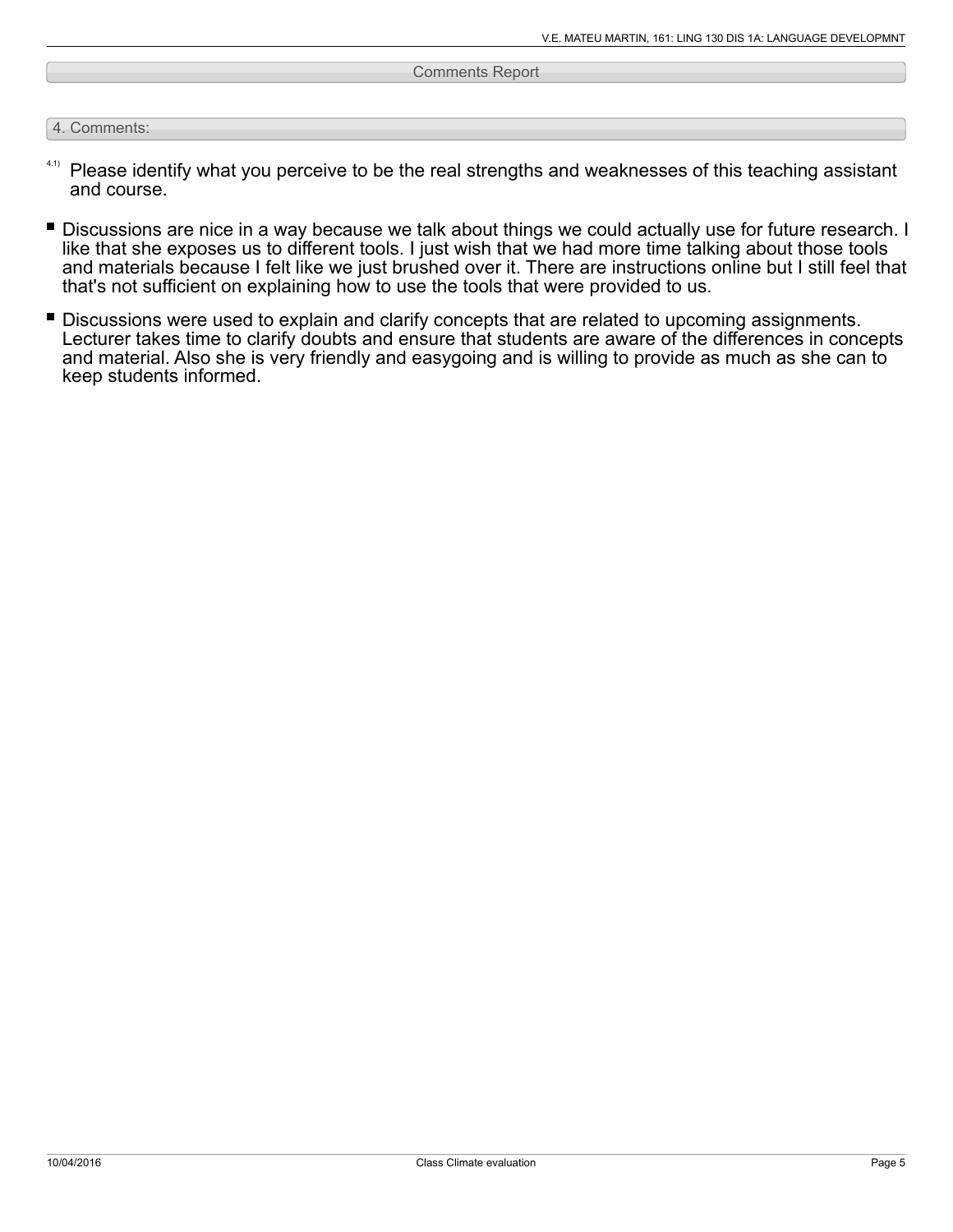## Comments Report

### 4. Comments:

4.1) Please identify what you perceive to be the real strengths and weaknesses of this teaching assistant and course.

- Discussions are nice in a way because we talk about things we could actually use for future research. I like that she exposes us to different tools. I just wish that we had more time talking about those tools and materials because I felt like we just brushed over it. There are instructions online but I still feel that that's not sufficient on explaining how to use the tools that were provided to us.
- Discussions were used to explain and clarify concepts that are related to upcoming assignments. Lecturer takes time to clarify doubts and ensure that students are aware of the differences in concepts and material. Also she is very friendly and easygoing and is willing to provide as much as she can to keep students informed.